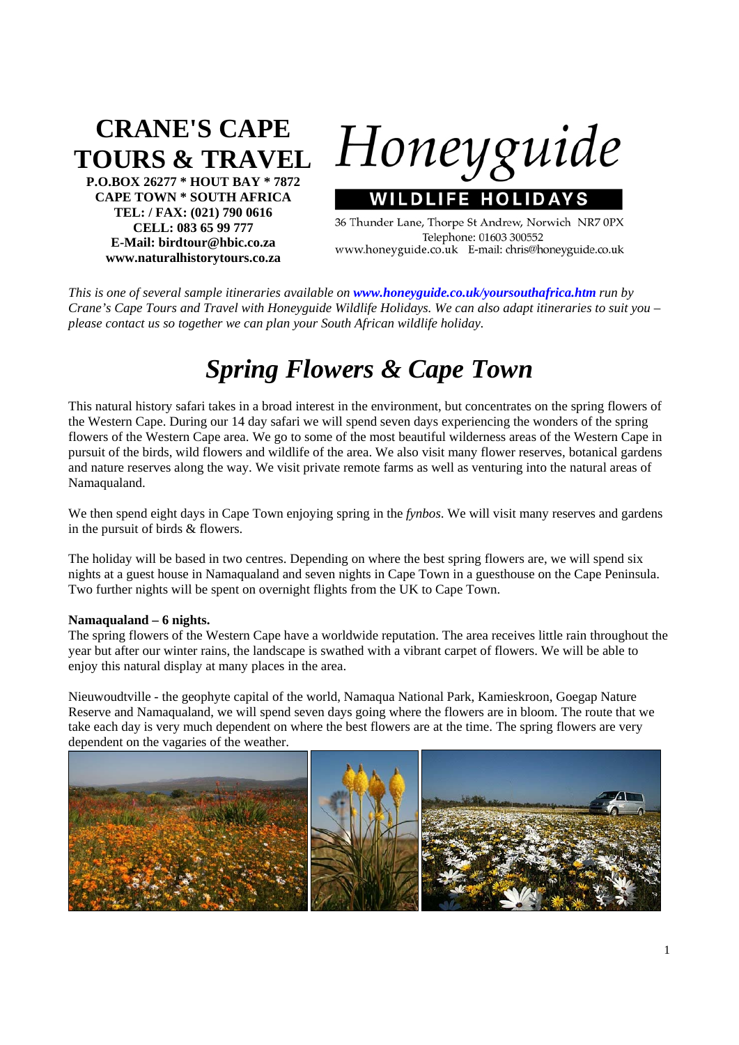**CRANE'S CAPE TOURS & TRAVEL**
**P.O.BOX 26277 * HOUT BAY * 7872**
**CAPE TOWN * SOUTH AFRICA**
**TEL: / FAX: (021) 790 0616**
**CELL: 083 65 99 777**
**E-Mail: birdtour@hbic.co.za**
**www.naturalhistorytours.co.za**

*Honeyguide*
**WILDLIFE HOLIDAYS**
36 Thunder Lane, Thorpe St Andrew, Norwich NR7 0PX
Telephone: 01603 300552
www.honeyguide.co.uk E-mail: chris@honeyguide.co.uk

*This is one of several sample itineraries available on* ***www.honeyguide.co.uk/yoursouthafrica.htm*** *run by Crane's Cape Tours and Travel with Honeyguide Wildlife Holidays. We can also adapt itineraries to suit you – please contact us so together we can plan your South African wildlife holiday.*

# *Spring Flowers & Cape Town*

This natural history safari takes in a broad interest in the environment, but concentrates on the spring flowers of the Western Cape. During our 14 day safari we will spend seven days experiencing the wonders of the spring flowers of the Western Cape area. We go to some of the most beautiful wilderness areas of the Western Cape in pursuit of the birds, wild flowers and wildlife of the area. We also visit many flower reserves, botanical gardens and nature reserves along the way. We visit private remote farms as well as venturing into the natural areas of Namaqualand.

We then spend eight days in Cape Town enjoying spring in the *fynbos.* We will visit many reserves and gardens in the pursuit of birds & flowers.

The holiday will be based in two centres. Depending on where the best spring flowers are, we will spend six nights at a guest house in Namaqualand and seven nights in Cape Town in a guesthouse on the Cape Peninsula. Two further nights will be spent on overnight flights from the UK to Cape Town.

**Namaqualand – 6 nights.**
The spring flowers of the Western Cape have a worldwide reputation. The area receives little rain throughout the year but after our winter rains, the landscape is swathed with a vibrant carpet of flowers. We will be able to enjoy this natural display at many places in the area.

Nieuwoudtville - the geophyte capital of the world, Namaqua National Park, Kamieskroon, Goegap Nature Reserve and Namaqualand, we will spend seven days going where the flowers are in bloom. The route that we take each day is very much dependent on where the best flowers are at the time. The spring flowers are very dependent on the vagaries of the weather.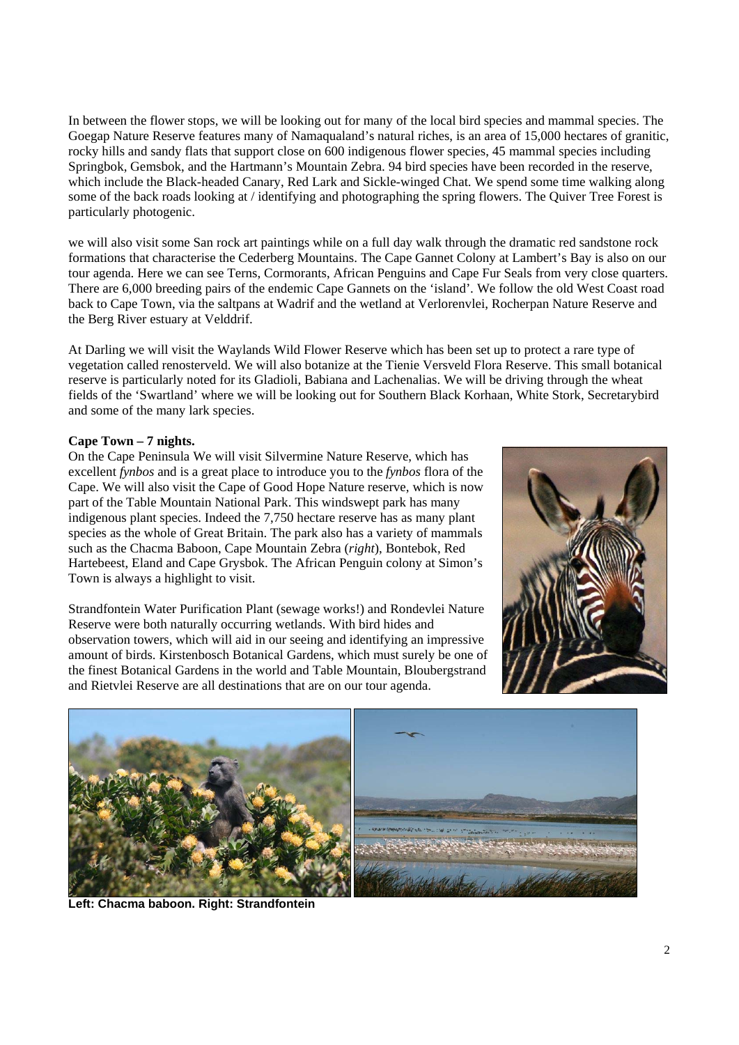In between the flower stops, we will be looking out for many of the local bird species and mammal species. The Goegap Nature Reserve features many of Namaqualand's natural riches, is an area of 15,000 hectares of granitic, rocky hills and sandy flats that support close on 600 indigenous flower species, 45 mammal species including Springbok, Gemsbok, and the Hartmann's Mountain Zebra. 94 bird species have been recorded in the reserve, which include the Black-headed Canary, Red Lark and Sickle-winged Chat. We spend some time walking along some of the back roads looking at / identifying and photographing the spring flowers. The Quiver Tree Forest is particularly photogenic.

we will also visit some San rock art paintings while on a full day walk through the dramatic red sandstone rock formations that characterise the Cederberg Mountains. The Cape Gannet Colony at Lambert's Bay is also on our tour agenda. Here we can see Terns, Cormorants, African Penguins and Cape Fur Seals from very close quarters. There are 6,000 breeding pairs of the endemic Cape Gannets on the 'island'. We follow the old West Coast road back to Cape Town, via the saltpans at Wadrif and the wetland at Verlorenvlei, Rocherpan Nature Reserve and the Berg River estuary at Velddrif.

At Darling we will visit the Waylands Wild Flower Reserve which has been set up to protect a rare type of vegetation called renosterveld. We will also botanize at the Tienie Versveld Flora Reserve. This small botanical reserve is particularly noted for its Gladioli, Babiana and Lachenalias. We will be driving through the wheat fields of the 'Swartland' where we will be looking out for Southern Black Korhaan, White Stork, Secretarybird and some of the many lark species.

**Cape Town – 7 nights.**

On the Cape Peninsula We will visit Silvermine Nature Reserve, which has excellent *fynbos* and is a great place to introduce you to the *fynbos* flora of the Cape. We will also visit the Cape of Good Hope Nature reserve, which is now part of the Table Mountain National Park. This windswept park has many indigenous plant species. Indeed the 7,750 hectare reserve has as many plant species as the whole of Great Britain. The park also has a variety of mammals such as the Chacma Baboon, Cape Mountain Zebra (*right*), Bontebok, Red Hartebeest, Eland and Cape Grysbok. The African Penguin colony at Simon's Town is always a highlight to visit.

Strandfontein Water Purification Plant (sewage works!) and Rondevlei Nature Reserve were both naturally occurring wetlands. With bird hides and observation towers, which will aid in our seeing and identifying an impressive amount of birds. Kirstenbosch Botanical Gardens, which must surely be one of the finest Botanical Gardens in the world and Table Mountain, Bloubergstrand and Rietvlei Reserve are all destinations that are on our tour agenda.

**Left: Chacma baboon. Right: Strandfontein**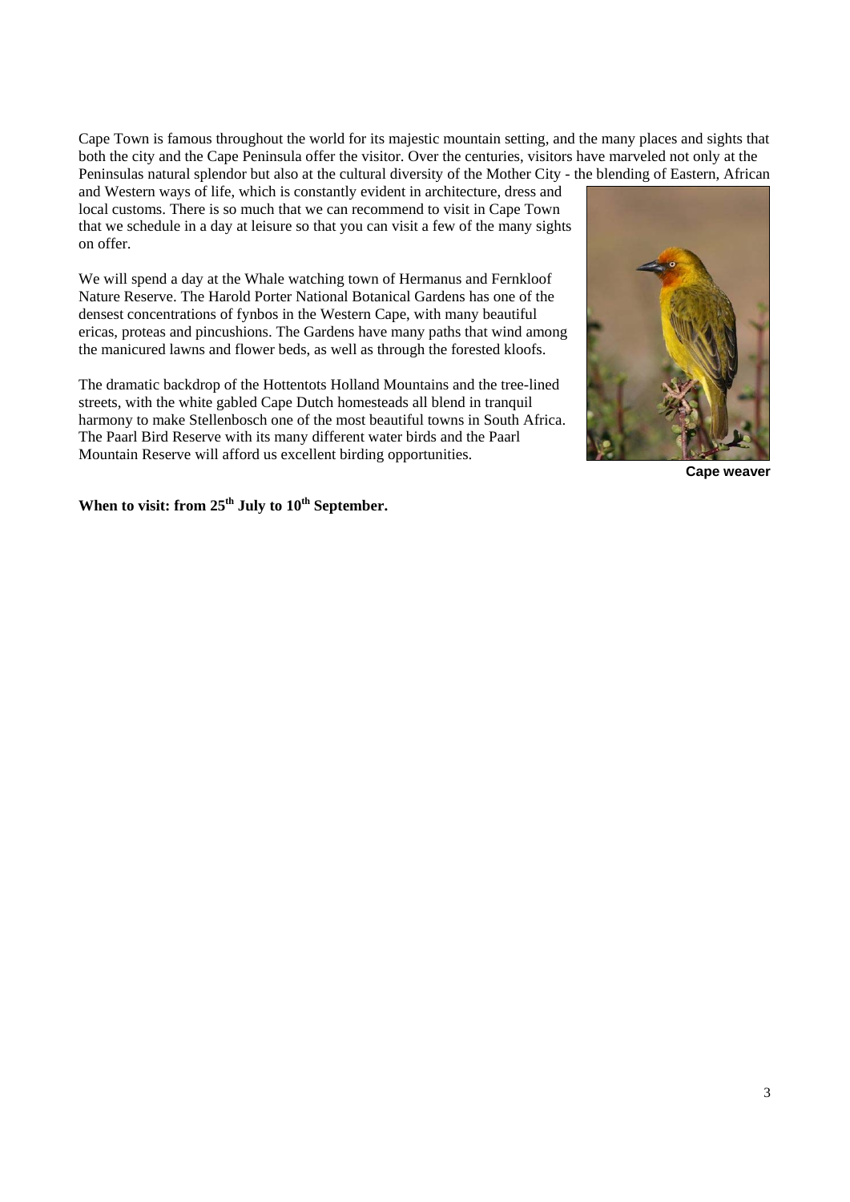Cape Town is famous throughout the world for its majestic mountain setting, and the many places and sights that both the city and the Cape Peninsula offer the visitor. Over the centuries, visitors have marveled not only at the Peninsulas natural splendor but also at the cultural diversity of the Mother City - the blending of Eastern, African and Western ways of life, which is constantly evident in architecture, dress and local customs. There is so much that we can recommend to visit in Cape Town that we schedule in a day at leisure so that you can visit a few of the many sights on offer.

We will spend a day at the Whale watching town of Hermanus and Fernkloof Nature Reserve. The Harold Porter National Botanical Gardens has one of the densest concentrations of fynbos in the Western Cape, with many beautiful ericas, proteas and pincushions. The Gardens have many paths that wind among the manicured lawns and flower beds, as well as through the forested kloofs.

The dramatic backdrop of the Hottentots Holland Mountains and the tree-lined streets, with the white gabled Cape Dutch homesteads all blend in tranquil harmony to make Stellenbosch one of the most beautiful towns in South Africa. The Paarl Bird Reserve with its many different water birds and the Paarl Mountain Reserve will afford us excellent birding opportunities.

**Cape weaver**

**When to visit: from 25th July to 10th September.**